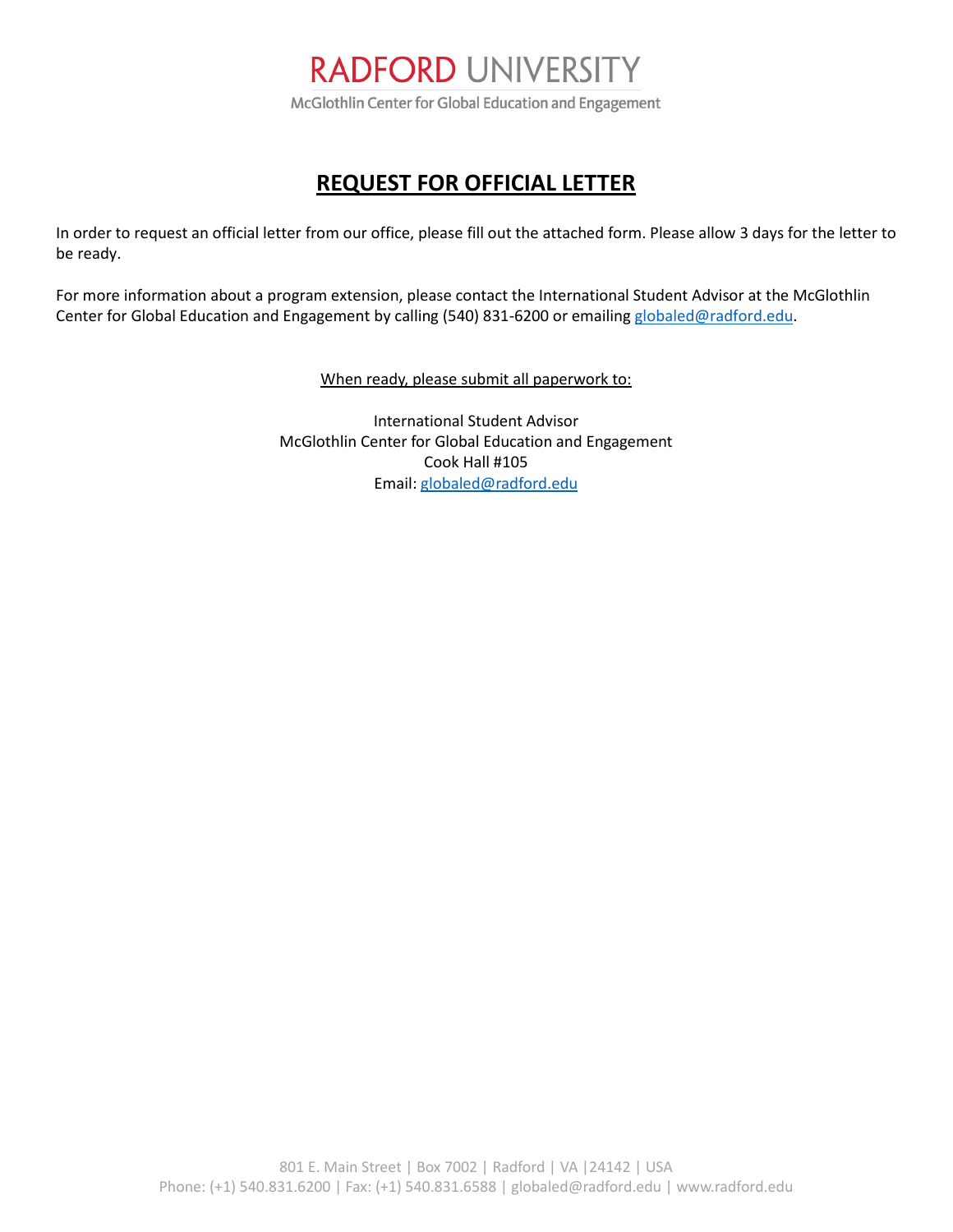RADFORD UNIVERSITY

McGlothlin Center for Global Education and Engagement

# REQUEST FOR OFFICIAL LETTER

In order to request an official letter from our office, please fill out the attached form. Please allow 3 days for the letter to be ready.

For more information about a program extension, please contact the International Student Advisor at the McGlothlin Center for Global Education and Engagement by calling (540) 831-6200 or emailing globaled@radford.edu.

When ready, please submit all paperwork to:

International Student Advisor
McGlothlin Center for Global Education and Engagement
Cook Hall #105
Email: globaled@radford.edu

801 E. Main Street | Box 7002 | Radford | VA |24142 | USA
Phone: (+1) 540.831.6200 | Fax: (+1) 540.831.6588 | globaled@radford.edu | www.radford.edu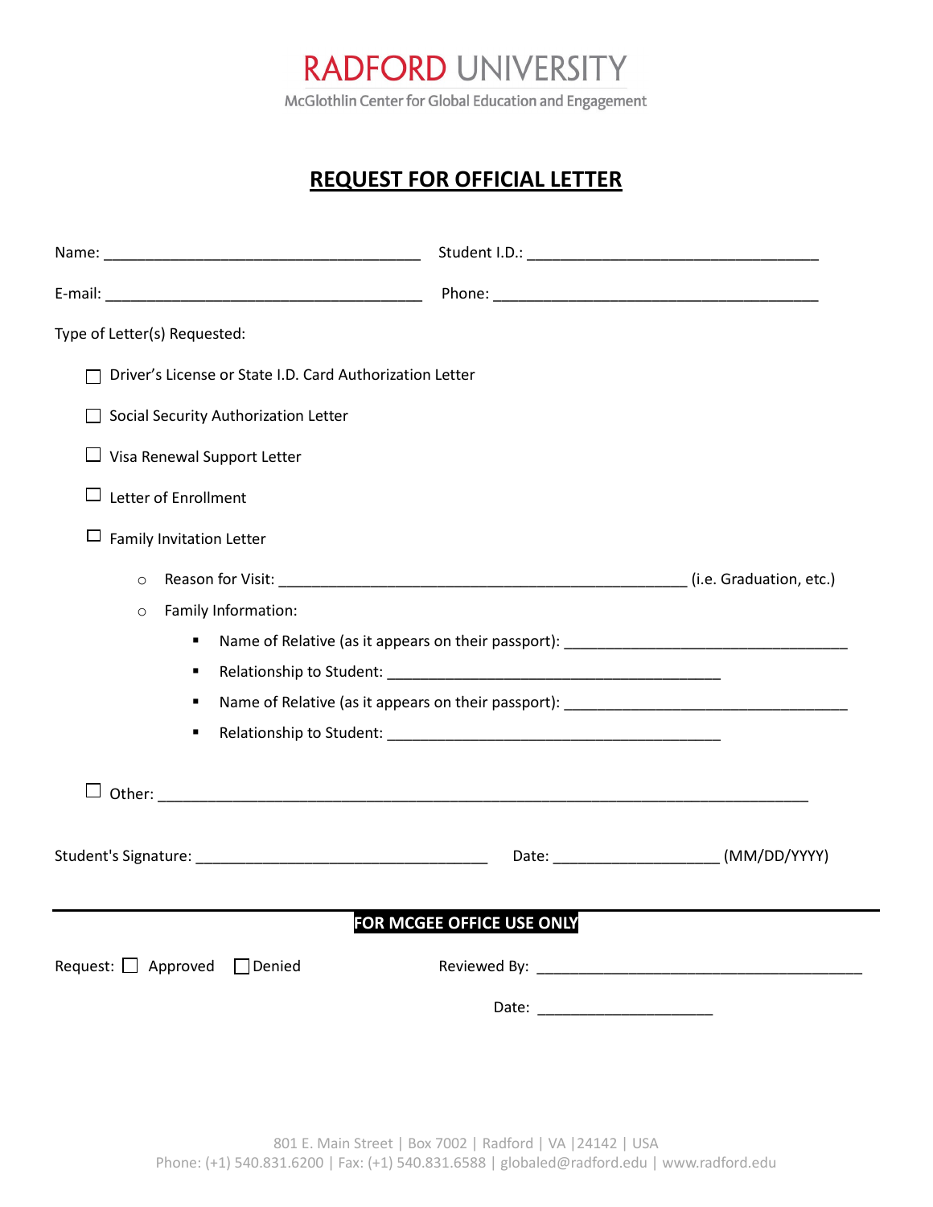RADFORD UNIVERSITY

McGlothlin Center for Global Education and Engagement

# REQUEST FOR OFFICIAL LETTER

Name: ______________________________________ Student I.D.: ___________________________________

E-mail: ______________________________________ Phone: _______________________________________

Type of Letter(s) Requested:

- ☐ Driver's License or State I.D. Card Authorization Letter
- ☐ Social Security Authorization Letter
- ☐ Visa Renewal Support Letter
- ☐ Letter of Enrollment
- ☐ Family Invitation Letter
  - Reason for Visit: ________________________________________________ (i.e. Graduation, etc.)
  - Family Information:
    - Name of Relative (as it appears on their passport): __________________________________
    - Relationship to Student: ________________________________________
    - Name of Relative (as it appears on their passport): __________________________________
    - Relationship to Student: ________________________________________
- ☐ Other: ______________________________________________________________________________

Student's Signature: __________________________________ Date: ____________________ (MM/DD/YYYY)

**FOR MCGEE OFFICE USE ONLY**

Request: ☐ Approved ☐ Denied Reviewed By: _______________________________________

Date: _____________________

801 E. Main Street | Box 7002 | Radford | VA |24142 | USA
Phone: (+1) 540.831.6200 | Fax: (+1) 540.831.6588 | globaled@radford.edu | www.radford.edu